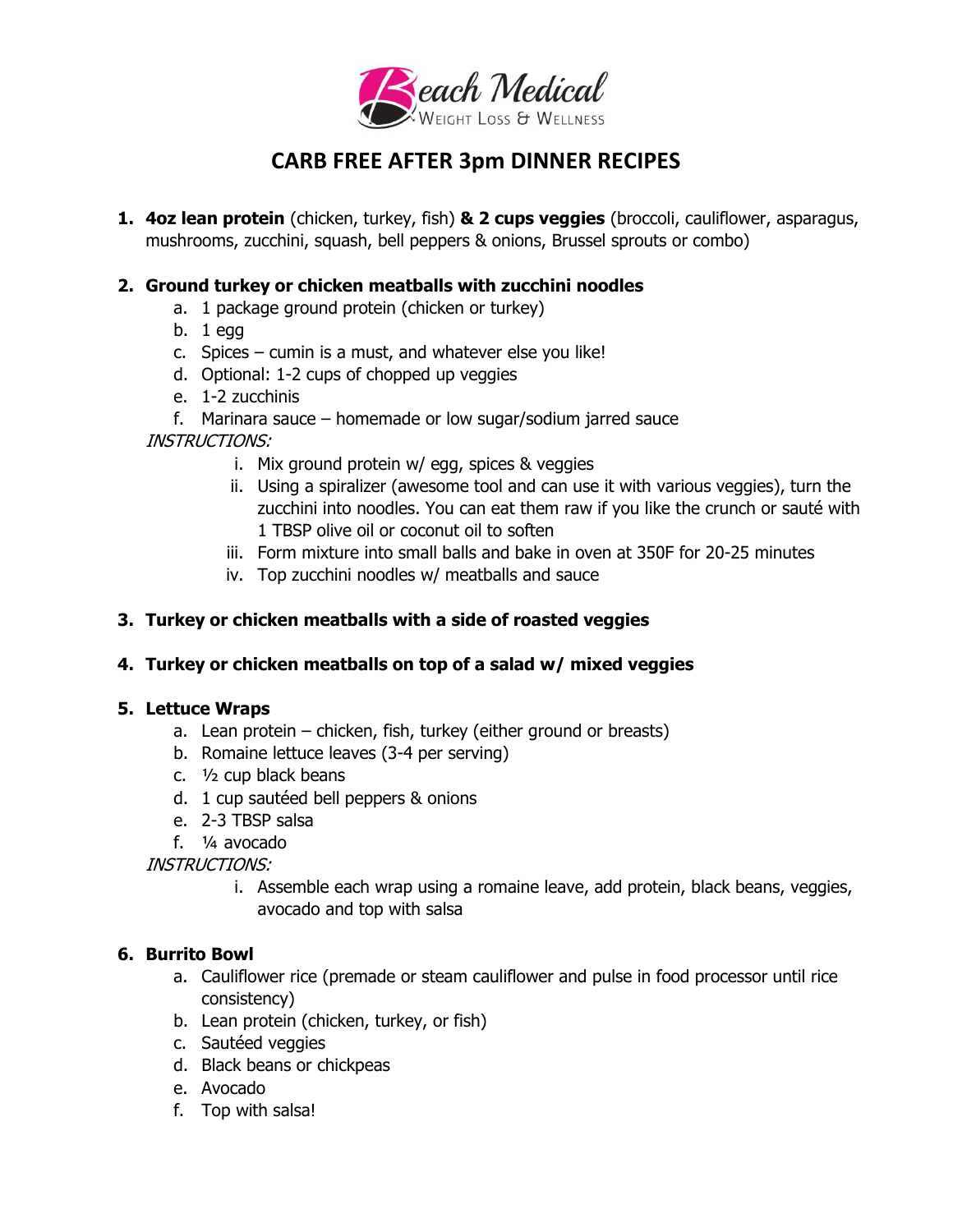Beach Medical
WEIGHT LOSS & WELLNESS

# CARB FREE AFTER 3pm DINNER RECIPES

1. **4oz lean protein** (chicken, turkey, fish) **& 2 cups veggies** (broccoli, cauliflower, asparagus, mushrooms, zucchini, squash, bell peppers & onions, Brussel sprouts or combo)

2. **Ground turkey or chicken meatballs with zucchini noodles**
   a. 1 package ground protein (chicken or turkey)
   b. 1 egg
   c. Spices – cumin is a must, and whatever else you like!
   d. Optional: 1-2 cups of chopped up veggies
   e. 1-2 zucchinis
   f. Marinara sauce – homemade or low sugar/sodium jarred sauce

   *INSTRUCTIONS:*
   i. Mix ground protein w/ egg, spices & veggies
   ii. Using a spiralizer (awesome tool and can use it with various veggies), turn the zucchini into noodles. You can eat them raw if you like the crunch or sauté with 1 TBSP olive oil or coconut oil to soften
   iii. Form mixture into small balls and bake in oven at 350F for 20-25 minutes
   iv. Top zucchini noodles w/ meatballs and sauce

3. **Turkey or chicken meatballs with a side of roasted veggies**

4. **Turkey or chicken meatballs on top of a salad w/ mixed veggies**

5. **Lettuce Wraps**
   a. Lean protein – chicken, fish, turkey (either ground or breasts)
   b. Romaine lettuce leaves (3-4 per serving)
   c. ½ cup black beans
   d. 1 cup sautéed bell peppers & onions
   e. 2-3 TBSP salsa
   f. ¼ avocado

   *INSTRUCTIONS:*
   i. Assemble each wrap using a romaine leave, add protein, black beans, veggies, avocado and top with salsa

6. **Burrito Bowl**
   a. Cauliflower rice (premade or steam cauliflower and pulse in food processor until rice consistency)
   b. Lean protein (chicken, turkey, or fish)
   c. Sautéed veggies
   d. Black beans or chickpeas
   e. Avocado
   f. Top with salsa!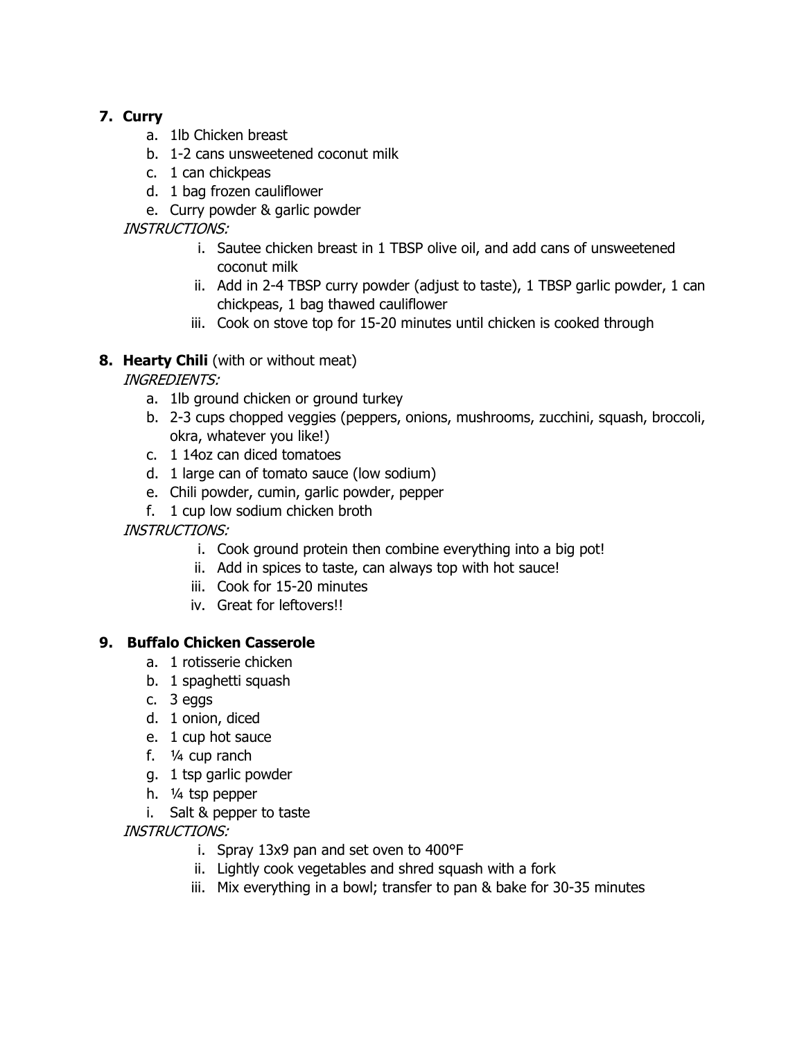**7. Curry**

a. 1lb Chicken breast
b. 1-2 cans unsweetened coconut milk
c. 1 can chickpeas
d. 1 bag frozen cauliflower
e. Curry powder & garlic powder

*INSTRUCTIONS:*

i. Sautee chicken breast in 1 TBSP olive oil, and add cans of unsweetened coconut milk
ii. Add in 2-4 TBSP curry powder (adjust to taste), 1 TBSP garlic powder, 1 can chickpeas, 1 bag thawed cauliflower
iii. Cook on stove top for 15-20 minutes until chicken is cooked through

**8. Hearty Chili** (with or without meat)

*INGREDIENTS:*

a. 1lb ground chicken or ground turkey
b. 2-3 cups chopped veggies (peppers, onions, mushrooms, zucchini, squash, broccoli, okra, whatever you like!)
c. 1 14oz can diced tomatoes
d. 1 large can of tomato sauce (low sodium)
e. Chili powder, cumin, garlic powder, pepper
f. 1 cup low sodium chicken broth

*INSTRUCTIONS:*

i. Cook ground protein then combine everything into a big pot!
ii. Add in spices to taste, can always top with hot sauce!
iii. Cook for 15-20 minutes
iv. Great for leftovers!!

**9. Buffalo Chicken Casserole**

a. 1 rotisserie chicken
b. 1 spaghetti squash
c. 3 eggs
d. 1 onion, diced
e. 1 cup hot sauce
f. ¼ cup ranch
g. 1 tsp garlic powder
h. ¼ tsp pepper
i. Salt & pepper to taste

*INSTRUCTIONS:*

i. Spray 13x9 pan and set oven to 400°F
ii. Lightly cook vegetables and shred squash with a fork
iii. Mix everything in a bowl; transfer to pan & bake for 30-35 minutes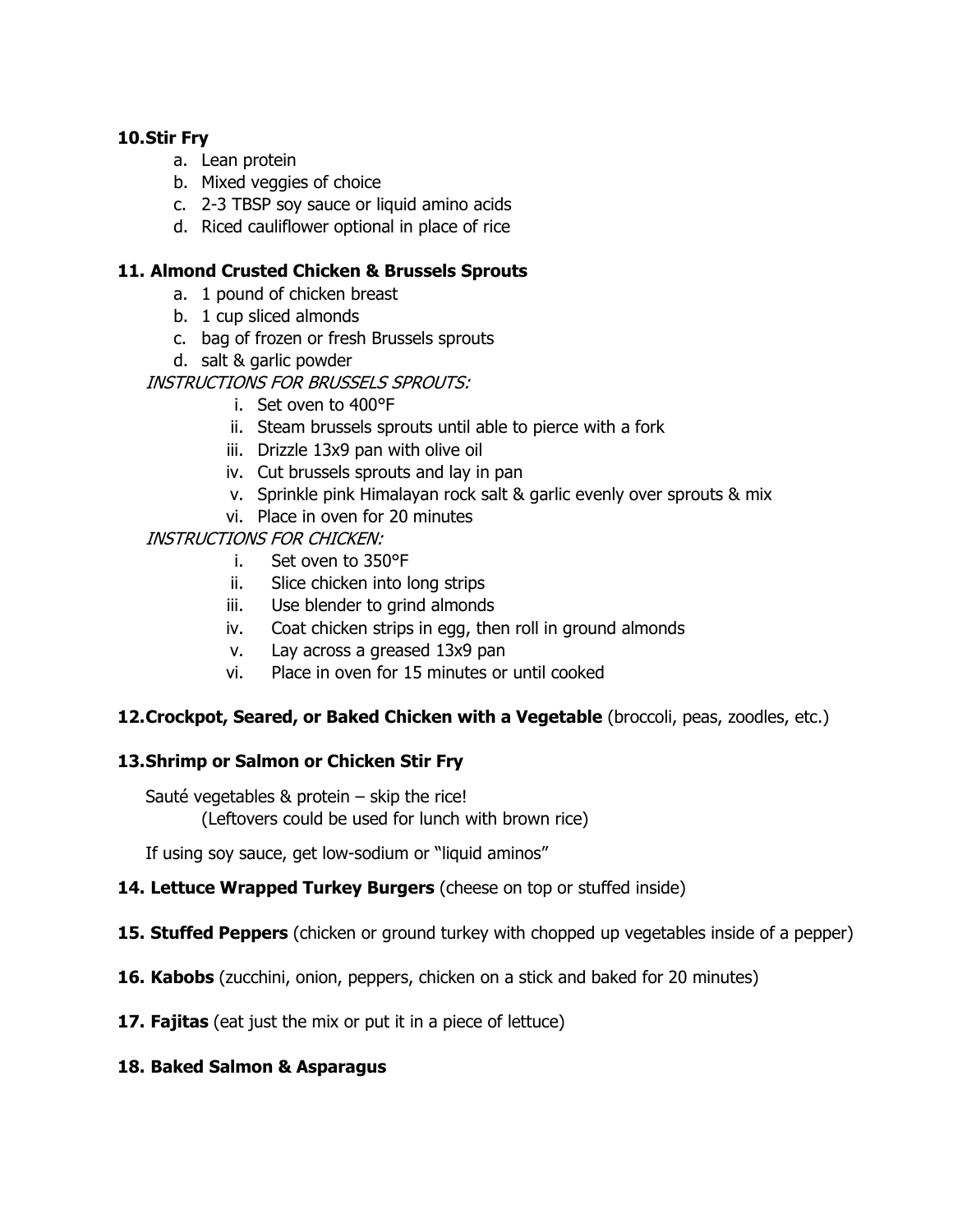**10. Stir Fry**

a. Lean protein
b. Mixed veggies of choice
c. 2-3 TBSP soy sauce or liquid amino acids
d. Riced cauliflower optional in place of rice

**11. Almond Crusted Chicken & Brussels Sprouts**

a. 1 pound of chicken breast
b. 1 cup sliced almonds
c. bag of frozen or fresh Brussels sprouts
d. salt & garlic powder

*INSTRUCTIONS FOR BRUSSELS SPROUTS:*

i. Set oven to 400°F
ii. Steam brussels sprouts until able to pierce with a fork
iii. Drizzle 13x9 pan with olive oil
iv. Cut brussels sprouts and lay in pan
v. Sprinkle pink Himalayan rock salt & garlic evenly over sprouts & mix
vi. Place in oven for 20 minutes

*INSTRUCTIONS FOR CHICKEN:*

i. Set oven to 350°F
ii. Slice chicken into long strips
iii. Use blender to grind almonds
iv. Coat chicken strips in egg, then roll in ground almonds
v. Lay across a greased 13x9 pan
vi. Place in oven for 15 minutes or until cooked

**12. Crockpot, Seared, or Baked Chicken with a Vegetable** (broccoli, peas, zoodles, etc.)

**13. Shrimp or Salmon or Chicken Stir Fry**

Sauté vegetables & protein – skip the rice!
(Leftovers could be used for lunch with brown rice)

If using soy sauce, get low-sodium or "liquid aminos"

**14. Lettuce Wrapped Turkey Burgers** (cheese on top or stuffed inside)

**15. Stuffed Peppers** (chicken or ground turkey with chopped up vegetables inside of a pepper)

**16. Kabobs** (zucchini, onion, peppers, chicken on a stick and baked for 20 minutes)

**17. Fajitas** (eat just the mix or put it in a piece of lettuce)

**18. Baked Salmon & Asparagus**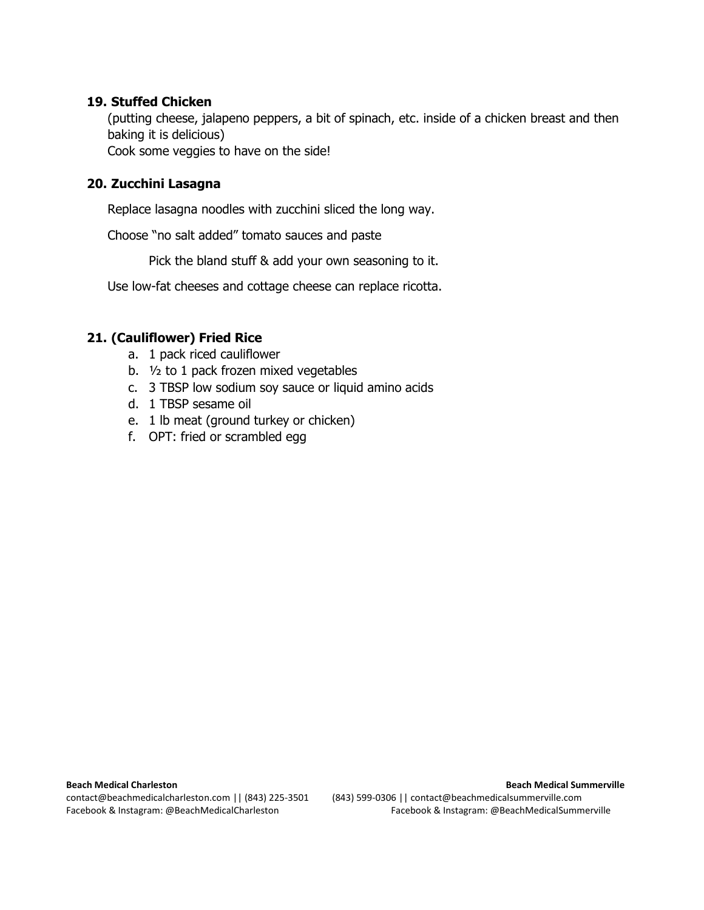**19. Stuffed Chicken**

(putting cheese, jalapeno peppers, a bit of spinach, etc. inside of a chicken breast and then baking it is delicious)

Cook some veggies to have on the side!

**20. Zucchini Lasagna**

Replace lasagna noodles with zucchini sliced the long way.

Choose "no salt added" tomato sauces and paste

Pick the bland stuff & add your own seasoning to it.

Use low-fat cheeses and cottage cheese can replace ricotta.

**21. (Cauliflower) Fried Rice**

a. 1 pack riced cauliflower
b. ½ to 1 pack frozen mixed vegetables
c. 3 TBSP low sodium soy sauce or liquid amino acids
d. 1 TBSP sesame oil
e. 1 lb meat (ground turkey or chicken)
f. OPT: fried or scrambled egg